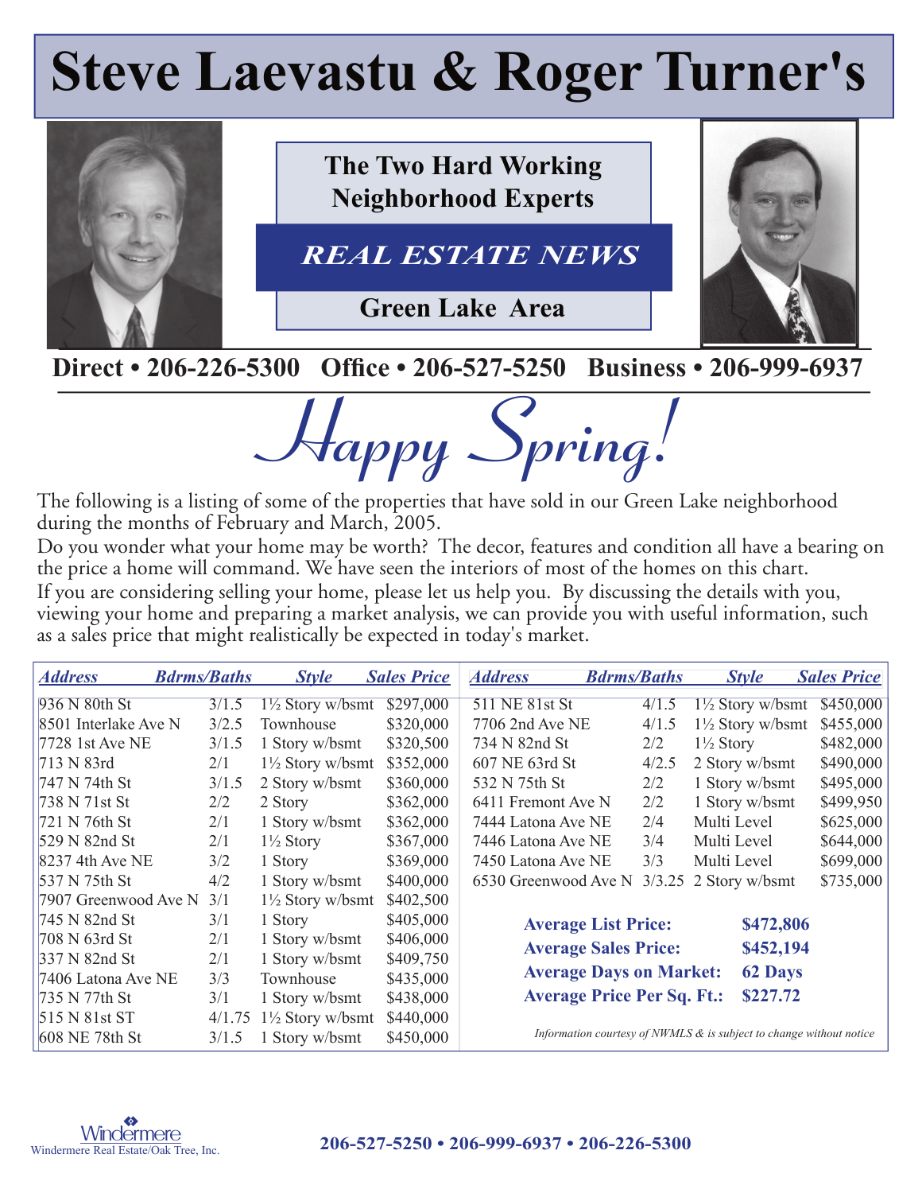# Steve Laevastu & Roger Turner's

**The Two Hard Working Neighborhood Experts**

***REAL ESTATE NEWS***

**Green Lake Area**

**Direct • 206-226-5300 Office • 206-527-5250 Business • 206-999-6937**

## *Happy Spring!*

The following is a listing of some of the properties that have sold in our Green Lake neighborhood during the months of February and March, 2005.

Do you wonder what your home may be worth? The decor, features and condition all have a bearing on the price a home will command. We have seen the interiors of most of the homes on this chart.

If you are considering selling your home, please let us help you. By discussing the details with you, viewing your home and preparing a market analysis, we can provide you with useful information, such as a sales price that might realistically be expected in today's market.

| *Address* | *Bdrms/Baths* | *Style* | *Sales Price* |
|---|---|---|---|
| 936 N 80th St | 3/1.5 | 1½ Story w/bsmt | $297,000 |
| 8501 Interlake Ave N | 3/2.5 | Townhouse | $320,000 |
| 7728 1st Ave NE | 3/1.5 | 1 Story w/bsmt | $320,500 |
| 713 N 83rd | 2/1 | 1½ Story w/bsmt | $352,000 |
| 747 N 74th St | 3/1.5 | 2 Story w/bsmt | $360,000 |
| 738 N 71st St | 2/2 | 2 Story | $362,000 |
| 721 N 76th St | 2/1 | 1 Story w/bsmt | $362,000 |
| 529 N 82nd St | 2/1 | 1½ Story | $367,000 |
| 8237 4th Ave NE | 3/2 | 1 Story | $369,000 |
| 537 N 75th St | 4/2 | 1 Story w/bsmt | $400,000 |
| 7907 Greenwood Ave N | 3/1 | 1½ Story w/bsmt | $402,500 |
| 745 N 82nd St | 3/1 | 1 Story | $405,000 |
| 708 N 63rd St | 2/1 | 1 Story w/bsmt | $406,000 |
| 337 N 82nd St | 2/1 | 1 Story w/bsmt | $409,750 |
| 7406 Latona Ave NE | 3/3 | Townhouse | $435,000 |
| 735 N 77th St | 3/1 | 1 Story w/bsmt | $438,000 |
| 515 N 81st ST | 4/1.75 | 1½ Story w/bsmt | $440,000 |
| 608 NE 78th St | 3/1.5 | 1 Story w/bsmt | $450,000 |
| 511 NE 81st St | 4/1.5 | 1½ Story w/bsmt | $450,000 |
| 7706 2nd Ave NE | 4/1.5 | 1½ Story w/bsmt | $455,000 |
| 734 N 82nd St | 2/2 | 1½ Story | $482,000 |
| 607 NE 63rd St | 4/2.5 | 2 Story w/bsmt | $490,000 |
| 532 N 75th St | 2/2 | 1 Story w/bsmt | $495,000 |
| 6411 Fremont Ave N | 2/2 | 1 Story w/bsmt | $499,950 |
| 7444 Latona Ave NE | 2/4 | Multi Level | $625,000 |
| 7446 Latona Ave NE | 3/4 | Multi Level | $644,000 |
| 7450 Latona Ave NE | 3/3 | Multi Level | $699,000 |
| 6530 Greenwood Ave N | 3/3.25 | 2 Story w/bsmt | $735,000 |

| | |
|---|---|
| **Average List Price:** | **$472,806** |
| **Average Sales Price:** | **$452,194** |
| **Average Days on Market:** | **62 Days** |
| **Average Price Per Sq. Ft.:** | **$227.72** |

*Information courtesy of NWMLS & is subject to change without notice*

Windermere
Windermere Real Estate/Oak Tree, Inc.

**206-527-5250 • 206-999-6937 • 206-226-5300**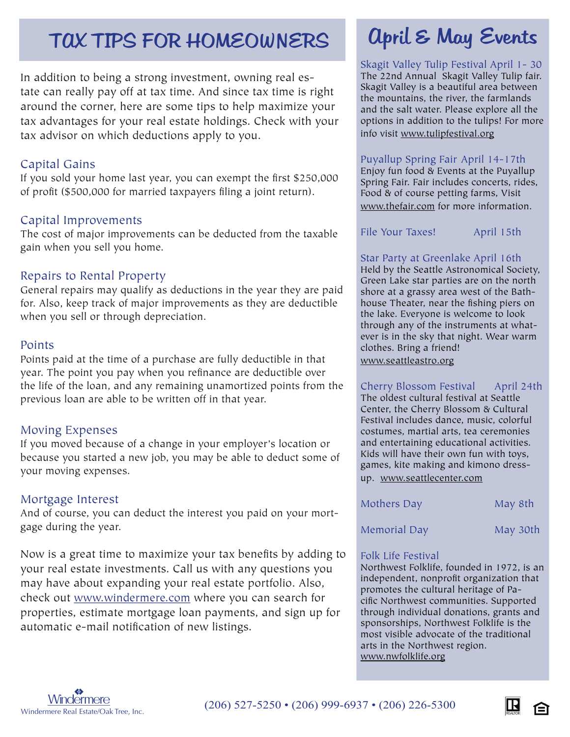# TAX TIPS FOR HOMEOWNERS

In addition to being a strong investment, owning real estate can really pay off at tax time. And since tax time is right around the corner, here are some tips to help maximize your tax advantages for your real estate holdings. Check with your tax advisor on which deductions apply to you.

## Capital Gains

If you sold your home last year, you can exempt the first $250,000 of profit ($500,000 for married taxpayers filing a joint return).

## Capital Improvements

The cost of major improvements can be deducted from the taxable gain when you sell you home.

## Repairs to Rental Property

General repairs may qualify as deductions in the year they are paid for. Also, keep track of major improvements as they are deductible when you sell or through depreciation.

## Points

Points paid at the time of a purchase are fully deductible in that year. The point you pay when you refinance are deductible over the life of the loan, and any remaining unamortized points from the previous loan are able to be written off in that year.

## Moving Expenses

If you moved because of a change in your employer's location or because you started a new job, you may be able to deduct some of your moving expenses.

## Mortgage Interest

And of course, you can deduct the interest you paid on your mortgage during the year.

Now is a great time to maximize your tax benefits by adding to your real estate investments. Call us with any questions you may have about expanding your real estate portfolio. Also, check out www.windermere.com where you can search for properties, estimate mortgage loan payments, and sign up for automatic e-mail notification of new listings.

# April & May Events

## Skagit Valley Tulip Festival April 1- 30

The 22nd Annual Skagit Valley Tulip fair. Skagit Valley is a beautiful area between the mountains, the river, the farmlands and the salt water. Please explore all the options in addition to the tulips! For more info visit www.tulipfestival.org

## Puyallup Spring Fair April 14-17th

Enjoy fun food & Events at the Puyallup Spring Fair. Fair includes concerts, rides, Food & of course petting farms, Visit www.thefair.com for more information.

## File Your Taxes! April 15th

## Star Party at Greenlake April 16th

Held by the Seattle Astronomical Society, Green Lake star parties are on the north shore at a grassy area west of the Bathhouse Theater, near the fishing piers on the lake. Everyone is welcome to look through any of the instruments at whatever is in the sky that night. Wear warm clothes. Bring a friend! www.seattleastro.org

## Cherry Blossom Festival April 24th

The oldest cultural festival at Seattle Center, the Cherry Blossom & Cultural Festival includes dance, music, colorful costumes, martial arts, tea ceremonies and entertaining educational activities. Kids will have their own fun with toys, games, kite making and kimono dress-up. www.seattlecenter.com

## Mothers Day May 8th

## Memorial Day May 30th

## Folk Life Festival

Northwest Folklife, founded in 1972, is an independent, nonprofit organization that promotes the cultural heritage of Pacific Northwest communities. Supported through individual donations, grants and sponsorships, Northwest Folklife is the most visible advocate of the traditional arts in the Northwest region. www.nwfolklife.org

Windermere
Windermere Real Estate/Oak Tree, Inc.

(206) 527-5250 • (206) 999-6937 • (206) 226-5300